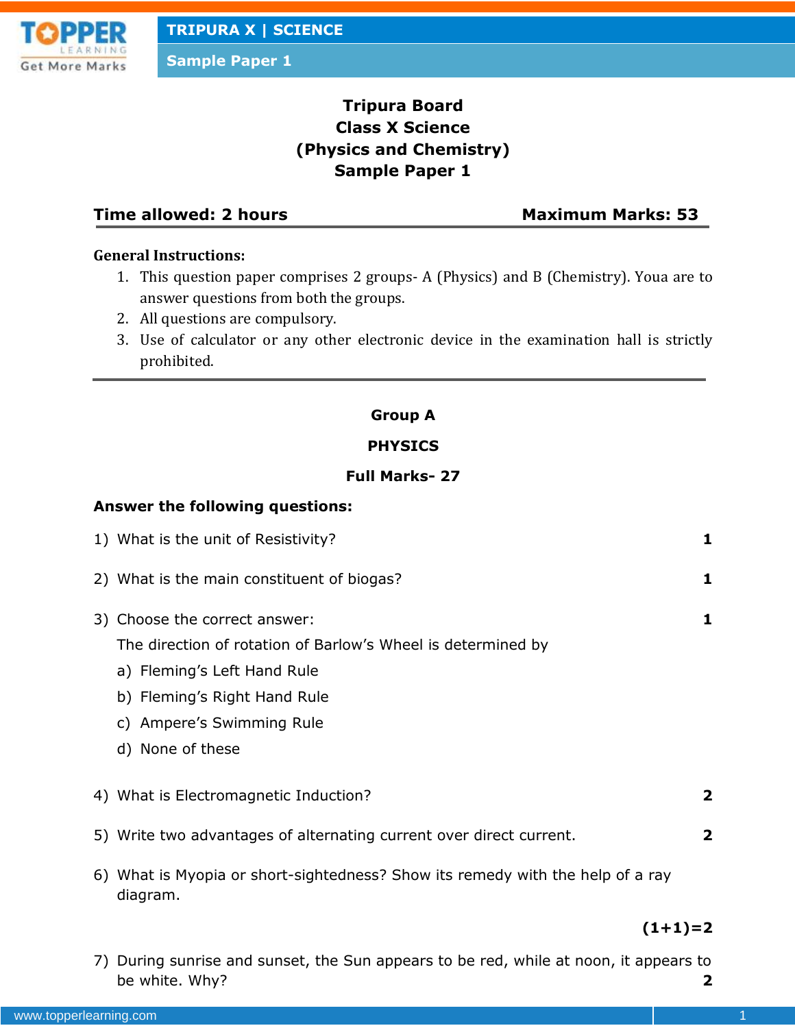# Tripura Board
# Class X Science
# (Physics and Chemistry)
# Sample Paper 1

**Time allowed: 2 hours** **Maximum Marks: 53**

**General Instructions:**

1. This question paper comprises 2 groups- A (Physics) and B (Chemistry). Youa are to answer questions from both the groups.
2. All questions are compulsory.
3. Use of calculator or any other electronic device in the examination hall is strictly prohibited.

---

## Group A

## PHYSICS

## Full Marks- 27

**Answer the following questions:**

1) What is the unit of Resistivity? **1**

2) What is the main constituent of biogas? **1**

3) Choose the correct answer: **1**

   The direction of rotation of Barlow's Wheel is determined by

   a) Fleming's Left Hand Rule

   b) Fleming's Right Hand Rule

   c) Ampere's Swimming Rule

   d) None of these

4) What is Electromagnetic Induction? **2**

5) Write two advantages of alternating current over direct current. **2**

6) What is Myopia or short-sightedness? Show its remedy with the help of a ray diagram.

   **(1+1)=2**

7) During sunrise and sunset, the Sun appears to be red, while at noon, it appears to be white. Why? **2**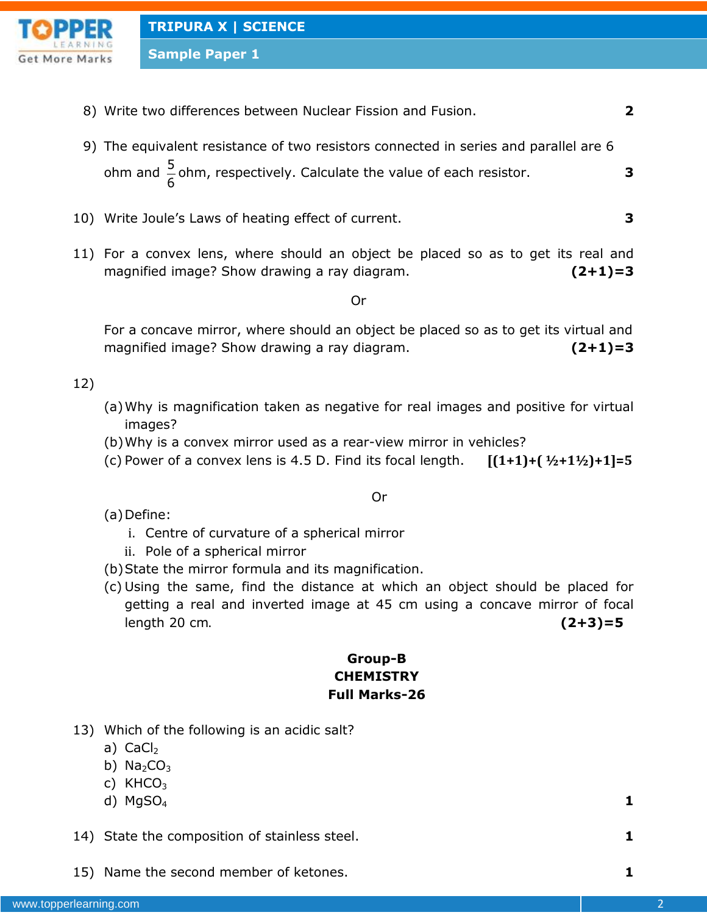8) Write two differences between Nuclear Fission and Fusion. **2**

9) The equivalent resistance of two resistors connected in series and parallel are 6 ohm and $\frac{5}{6}$ ohm, respectively. Calculate the value of each resistor. **3**

10) Write Joule's Laws of heating effect of current. **3**

11) For a convex lens, where should an object be placed so as to get its real and magnified image? Show drawing a ray diagram. **(2+1)=3**

Or

For a concave mirror, where should an object be placed so as to get its virtual and magnified image? Show drawing a ray diagram. **(2+1)=3**

12)

(a) Why is magnification taken as negative for real images and positive for virtual images?
(b) Why is a convex mirror used as a rear-view mirror in vehicles?
(c) Power of a convex lens is 4.5 D. Find its focal length. **[(1+1)+( ½+1½)+1]=5**

Or

(a) Define:
  i. Centre of curvature of a spherical mirror
  ii. Pole of a spherical mirror
(b) State the mirror formula and its magnification.
(c) Using the same, find the distance at which an object should be placed for getting a real and inverted image at 45 cm using a concave mirror of focal length 20 cm. **(2+3)=5**

## Group-B
## CHEMISTRY
## Full Marks-26

13) Which of the following is an acidic salt?
a) $CaCl_2$
b) $Na_2CO_3$
c) $KHCO_3$
d) $MgSO_4$ **1**

14) State the composition of stainless steel. **1**

15) Name the second member of ketones. **1**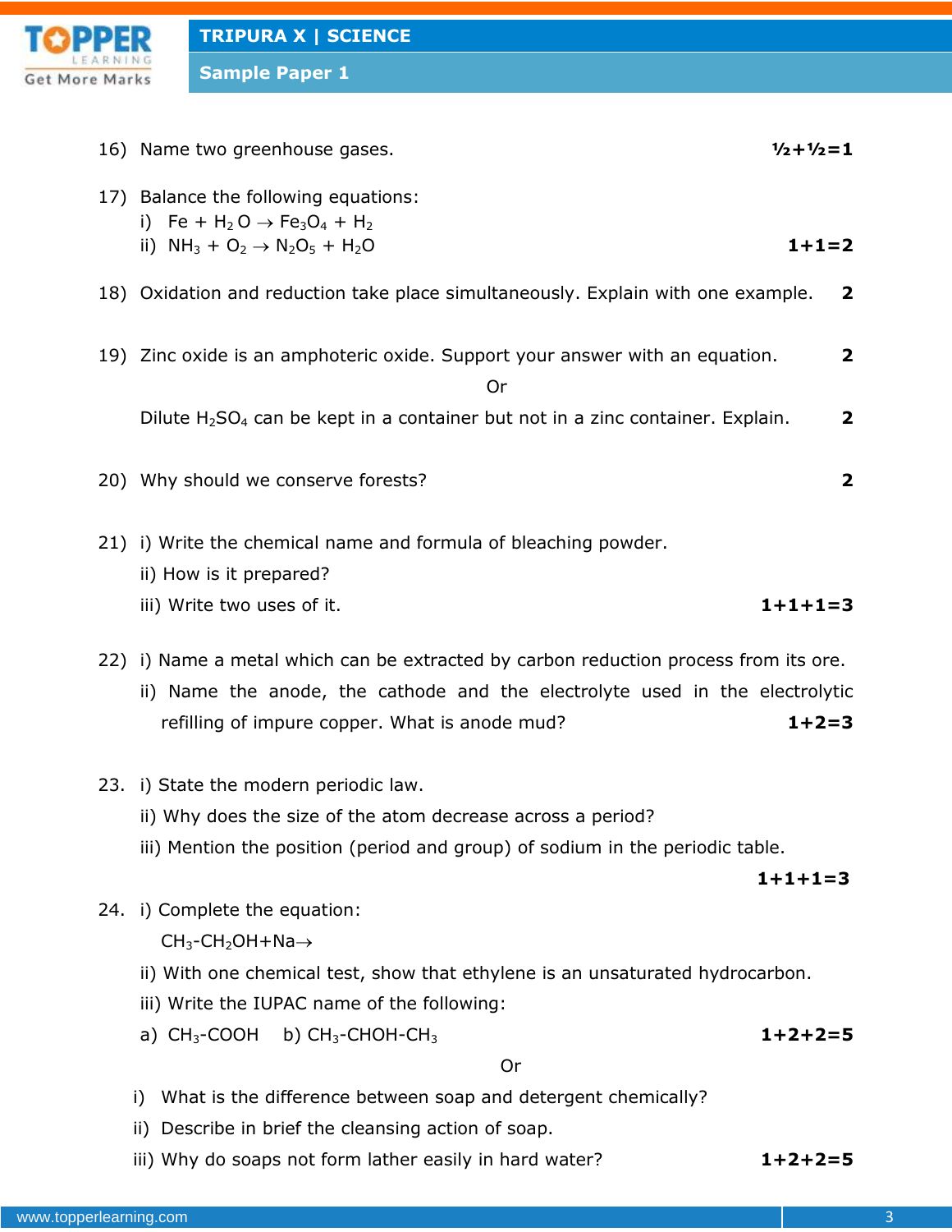16) Name two greenhouse gases. **½+½=1**

17) Balance the following equations:

i) $Fe + H_2O \rightarrow Fe_3O_4 + H_2$

ii) $NH_3 + O_2 \rightarrow N_2O_5 + H_2O$ **1+1=2**

18) Oxidation and reduction take place simultaneously. Explain with one example. **2**

19) Zinc oxide is an amphoteric oxide. Support your answer with an equation. **2**

Or

Dilute $H_2SO_4$ can be kept in a container but not in a zinc container. Explain. **2**

20) Why should we conserve forests? **2**

21) i) Write the chemical name and formula of bleaching powder.

ii) How is it prepared?

iii) Write two uses of it. **1+1+1=3**

22) i) Name a metal which can be extracted by carbon reduction process from its ore.

ii) Name the anode, the cathode and the electrolyte used in the electrolytic refilling of impure copper. What is anode mud? **1+2=3**

23. i) State the modern periodic law.

ii) Why does the size of the atom decrease across a period?

iii) Mention the position (period and group) of sodium in the periodic table. **1+1+1=3**

24. i) Complete the equation:

$CH_3\text{-}CH_2OH + Na \rightarrow$

ii) With one chemical test, show that ethylene is an unsaturated hydrocarbon.

iii) Write the IUPAC name of the following:

a) $CH_3\text{-}COOH$ b) $CH_3\text{-}CHOH\text{-}CH_3$ **1+2+2=5**

Or

i) What is the difference between soap and detergent chemically?

ii) Describe in brief the cleansing action of soap.

iii) Why do soaps not form lather easily in hard water? **1+2+2=5**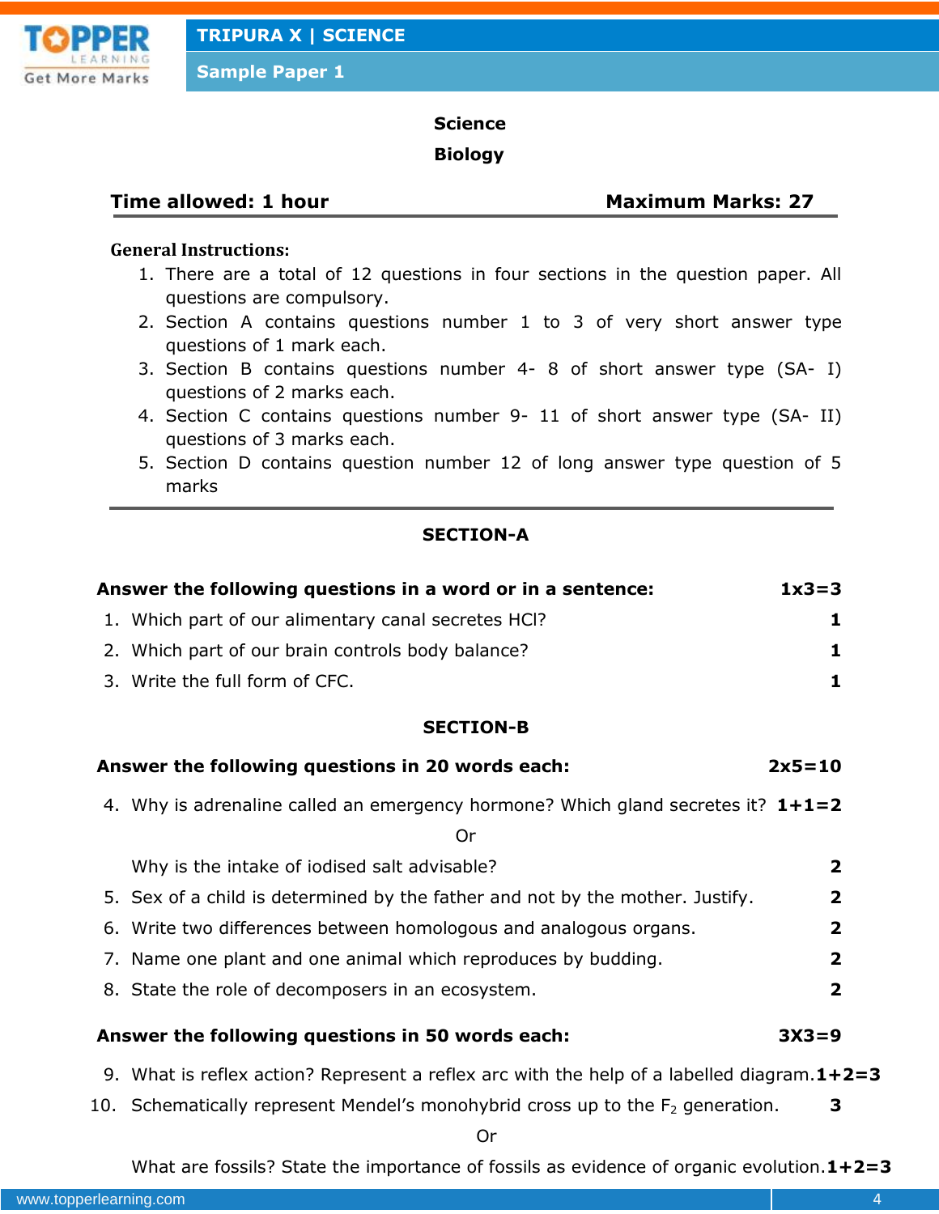# Science

## Biology

**Time allowed: 1 hour** **Maximum Marks: 27**

**General Instructions:**

1. There are a total of 12 questions in four sections in the question paper. All questions are compulsory.
2. Section A contains questions number 1 to 3 of very short answer type questions of 1 mark each.
3. Section B contains questions number 4- 8 of short answer type (SA- I) questions of 2 marks each.
4. Section C contains questions number 9- 11 of short answer type (SA- II) questions of 3 marks each.
5. Section D contains question number 12 of long answer type question of 5 marks

## SECTION-A

**Answer the following questions in a word or in a sentence:** **1x3=3**

1. Which part of our alimentary canal secretes HCl? **1**
2. Which part of our brain controls body balance? **1**
3. Write the full form of CFC. **1**

## SECTION-B

**Answer the following questions in 20 words each:** **2x5=10**

4. Why is adrenaline called an emergency hormone? Which gland secretes it? **1+1=2**

   Or

   Why is the intake of iodised salt advisable? **2**

5. Sex of a child is determined by the father and not by the mother. Justify. **2**
6. Write two differences between homologous and analogous organs. **2**
7. Name one plant and one animal which reproduces by budding. **2**
8. State the role of decomposers in an ecosystem. **2**

**Answer the following questions in 50 words each:** **3X3=9**

9. What is reflex action? Represent a reflex arc with the help of a labelled diagram. **1+2=3**
10. Schematically represent Mendel's monohybrid cross up to the $F_2$ generation. **3**

    Or

    What are fossils? State the importance of fossils as evidence of organic evolution. **1+2=3**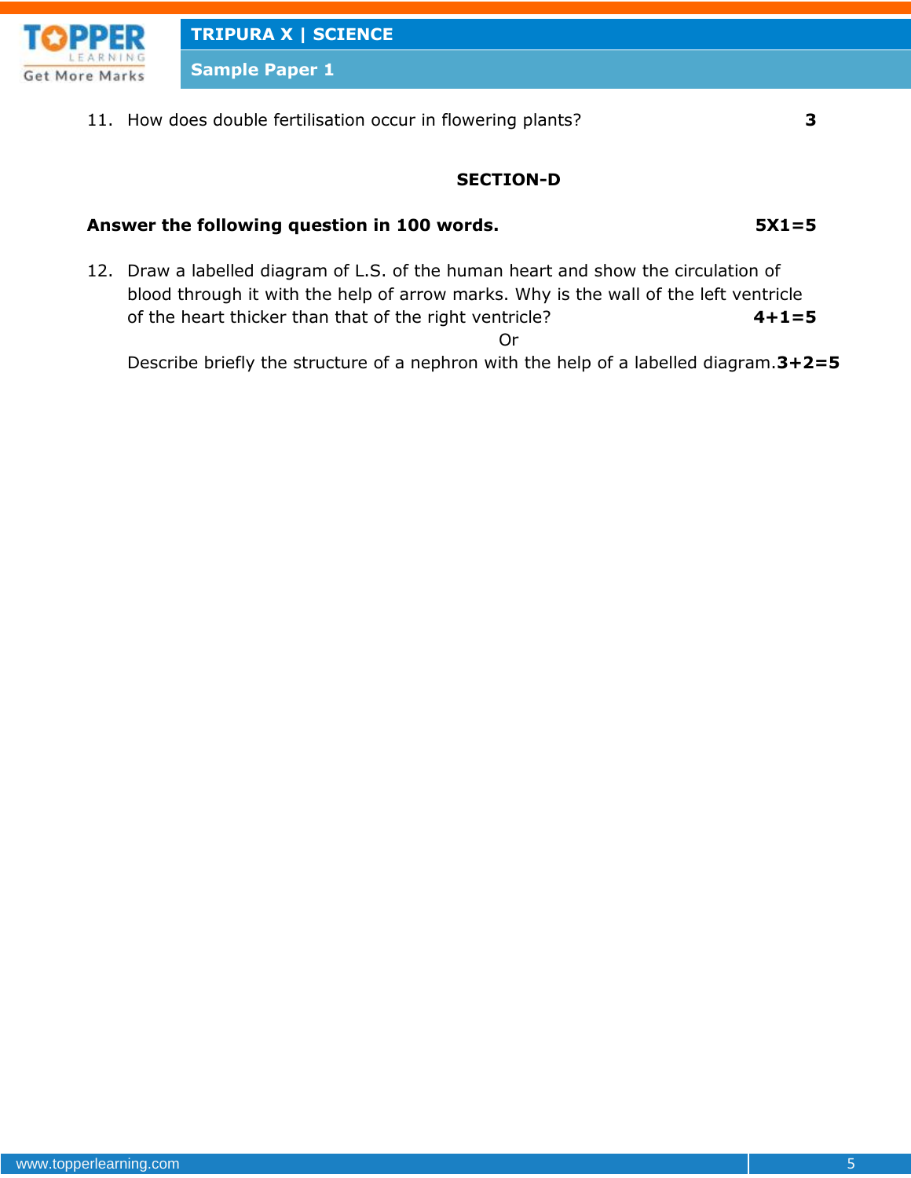11. How does double fertilisation occur in flowering plants? **3**

## SECTION-D

**Answer the following question in 100 words.** **5X1=5**

12. Draw a labelled diagram of L.S. of the human heart and show the circulation of blood through it with the help of arrow marks. Why is the wall of the left ventricle of the heart thicker than that of the right ventricle? **4+1=5**

Or

Describe briefly the structure of a nephron with the help of a labelled diagram. **3+2=5**